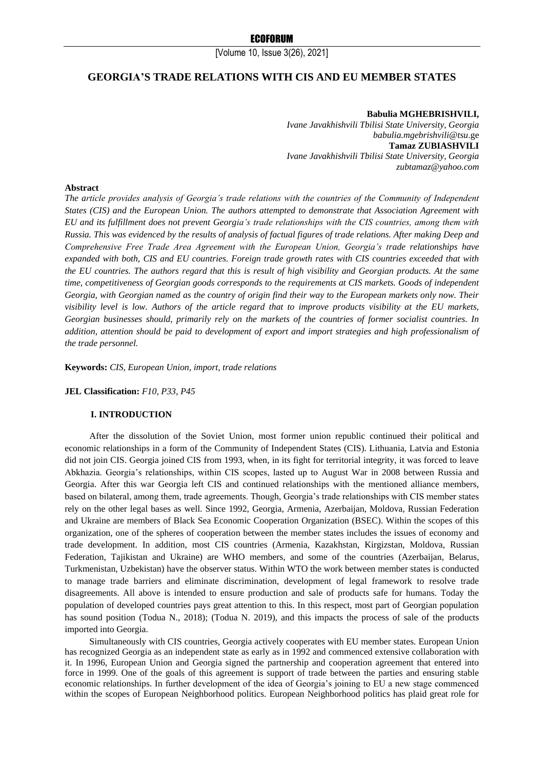# GEORGIA'S TRADE RELATIONS WITH CIS AND EU MEMBER STATES

**Babulia MGHEBRISHVILI,**
*Ivane Javakhishvili Tbilisi State University, Georgia*
*babulia.mgebrishvili@tsu.ge*
**Tamaz ZUBIASHVILI**
*Ivane Javakhishvili Tbilisi State University, Georgia*
*zubtamaz@yahoo.com*

**Abstract**

*The article provides analysis of Georgia's trade relations with the countries of the Community of Independent States (CIS) and the European Union. The authors attempted to demonstrate that Association Agreement with EU and its fulfillment does not prevent Georgia's trade relationships with the CIS countries, among them with Russia. This was evidenced by the results of analysis of factual figures of trade relations. After making Deep and Comprehensive Free Trade Area Agreement with the European Union, Georgia's trade relationships have expanded with both, CIS and EU countries. Foreign trade growth rates with CIS countries exceeded that with the EU countries. The authors regard that this is result of high visibility and Georgian products. At the same time, competitiveness of Georgian goods corresponds to the requirements at CIS markets. Goods of independent Georgia, with Georgian named as the country of origin find their way to the European markets only now. Their visibility level is low. Authors of the article regard that to improve products visibility at the EU markets, Georgian businesses should, primarily rely on the markets of the countries of former socialist countries. In addition, attention should be paid to development of export and import strategies and high professionalism of the trade personnel.*

**Keywords:** *CIS, European Union, import, trade relations*

**JEL Classification:** *F10, P33, P45*

## I. INTRODUCTION

After the dissolution of the Soviet Union, most former union republic continued their political and economic relationships in a form of the Community of Independent States (CIS). Lithuania, Latvia and Estonia did not join CIS. Georgia joined CIS from 1993, when, in its fight for territorial integrity, it was forced to leave Abkhazia. Georgia's relationships, within CIS scopes, lasted up to August War in 2008 between Russia and Georgia. After this war Georgia left CIS and continued relationships with the mentioned alliance members, based on bilateral, among them, trade agreements. Though, Georgia's trade relationships with CIS member states rely on the other legal bases as well. Since 1992, Georgia, Armenia, Azerbaijan, Moldova, Russian Federation and Ukraine are members of Black Sea Economic Cooperation Organization (BSEC). Within the scopes of this organization, one of the spheres of cooperation between the member states includes the issues of economy and trade development. In addition, most CIS countries (Armenia, Kazakhstan, Kirgizstan, Moldova, Russian Federation, Tajikistan and Ukraine) are WHO members, and some of the countries (Azerbaijan, Belarus, Turkmenistan, Uzbekistan) have the observer status. Within WTO the work between member states is conducted to manage trade barriers and eliminate discrimination, development of legal framework to resolve trade disagreements. All above is intended to ensure production and sale of products safe for humans. Today the population of developed countries pays great attention to this. In this respect, most part of Georgian population has sound position (Todua N., 2018); (Todua N. 2019), and this impacts the process of sale of the products imported into Georgia.

Simultaneously with CIS countries, Georgia actively cooperates with EU member states. European Union has recognized Georgia as an independent state as early as in 1992 and commenced extensive collaboration with it. In 1996, European Union and Georgia signed the partnership and cooperation agreement that entered into force in 1999. One of the goals of this agreement is support of trade between the parties and ensuring stable economic relationships. In further development of the idea of Georgia's joining to EU a new stage commenced within the scopes of European Neighborhood politics. European Neighborhood politics has plaid great role for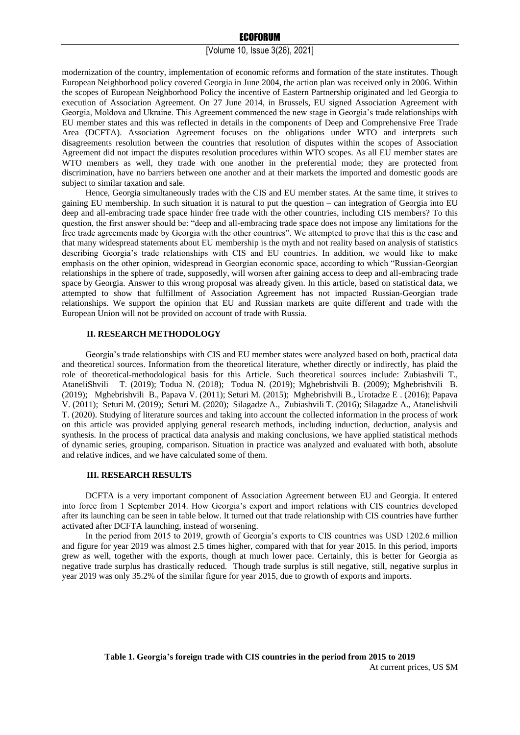modernization of the country, implementation of economic reforms and formation of the state institutes. Though European Neighborhood policy covered Georgia in June 2004, the action plan was received only in 2006. Within the scopes of European Neighborhood Policy the incentive of Eastern Partnership originated and led Georgia to execution of Association Agreement. On 27 June 2014, in Brussels, EU signed Association Agreement with Georgia, Moldova and Ukraine. This Agreement commenced the new stage in Georgia's trade relationships with EU member states and this was reflected in details in the components of Deep and Comprehensive Free Trade Area (DCFTA). Association Agreement focuses on the obligations under WTO and interprets such disagreements resolution between the countries that resolution of disputes within the scopes of Association Agreement did not impact the disputes resolution procedures within WTO scopes. As all EU member states are WTO members as well, they trade with one another in the preferential mode; they are protected from discrimination, have no barriers between one another and at their markets the imported and domestic goods are subject to similar taxation and sale.

Hence, Georgia simultaneously trades with the CIS and EU member states. At the same time, it strives to gaining EU membership. In such situation it is natural to put the question – can integration of Georgia into EU deep and all-embracing trade space hinder free trade with the other countries, including CIS members? To this question, the first answer should be: "deep and all-embracing trade space does not impose any limitations for the free trade agreements made by Georgia with the other countries". We attempted to prove that this is the case and that many widespread statements about EU membership is the myth and not reality based on analysis of statistics describing Georgia's trade relationships with CIS and EU countries. In addition, we would like to make emphasis on the other opinion, widespread in Georgian economic space, according to which "Russian-Georgian relationships in the sphere of trade, supposedly, will worsen after gaining access to deep and all-embracing trade space by Georgia. Answer to this wrong proposal was already given. In this article, based on statistical data, we attempted to show that fulfillment of Association Agreement has not impacted Russian-Georgian trade relationships. We support the opinion that EU and Russian markets are quite different and trade with the European Union will not be provided on account of trade with Russia.

## II. RESEARCH METHODOLOGY

Georgia's trade relationships with CIS and EU member states were analyzed based on both, practical data and theoretical sources. Information from the theoretical literature, whether directly or indirectly, has plaid the role of theoretical-methodological basis for this Article. Such theoretical sources include: Zubiashvili T., AtaneliShvili T. (2019); Todua N. (2018); Todua N. (2019); Mghebrishvili B. (2009); Mghebrishvili B. (2019); Mghebrishvili B., Papava V. (2011); Seturi M. (2015); Mghebrishvili B., Urotadze E . (2016); Papava V. (2011); Seturi M. (2019); Seturi M. (2020); Silagadze A., Zubiashvili T. (2016); Silagadze A., Atanelishvili T. (2020). Studying of literature sources and taking into account the collected information in the process of work on this article was provided applying general research methods, including induction, deduction, analysis and synthesis. In the process of practical data analysis and making conclusions, we have applied statistical methods of dynamic series, grouping, comparison. Situation in practice was analyzed and evaluated with both, absolute and relative indices, and we have calculated some of them.

## III. RESEARCH RESULTS

DCFTA is a very important component of Association Agreement between EU and Georgia. It entered into force from 1 September 2014. How Georgia's export and import relations with CIS countries developed after its launching can be seen in table below. It turned out that trade relationship with CIS countries have further activated after DCFTA launching, instead of worsening.

In the period from 2015 to 2019, growth of Georgia's exports to CIS countries was USD 1202.6 million and figure for year 2019 was almost 2.5 times higher, compared with that for year 2015. In this period, imports grew as well, together with the exports, though at much lower pace. Certainly, this is better for Georgia as negative trade surplus has drastically reduced. Though trade surplus is still negative, still, negative surplus in year 2019 was only 35.2% of the similar figure for year 2015, due to growth of exports and imports.

**Table 1. Georgia's foreign trade with CIS countries in the period from 2015 to 2019**

At current prices, US $M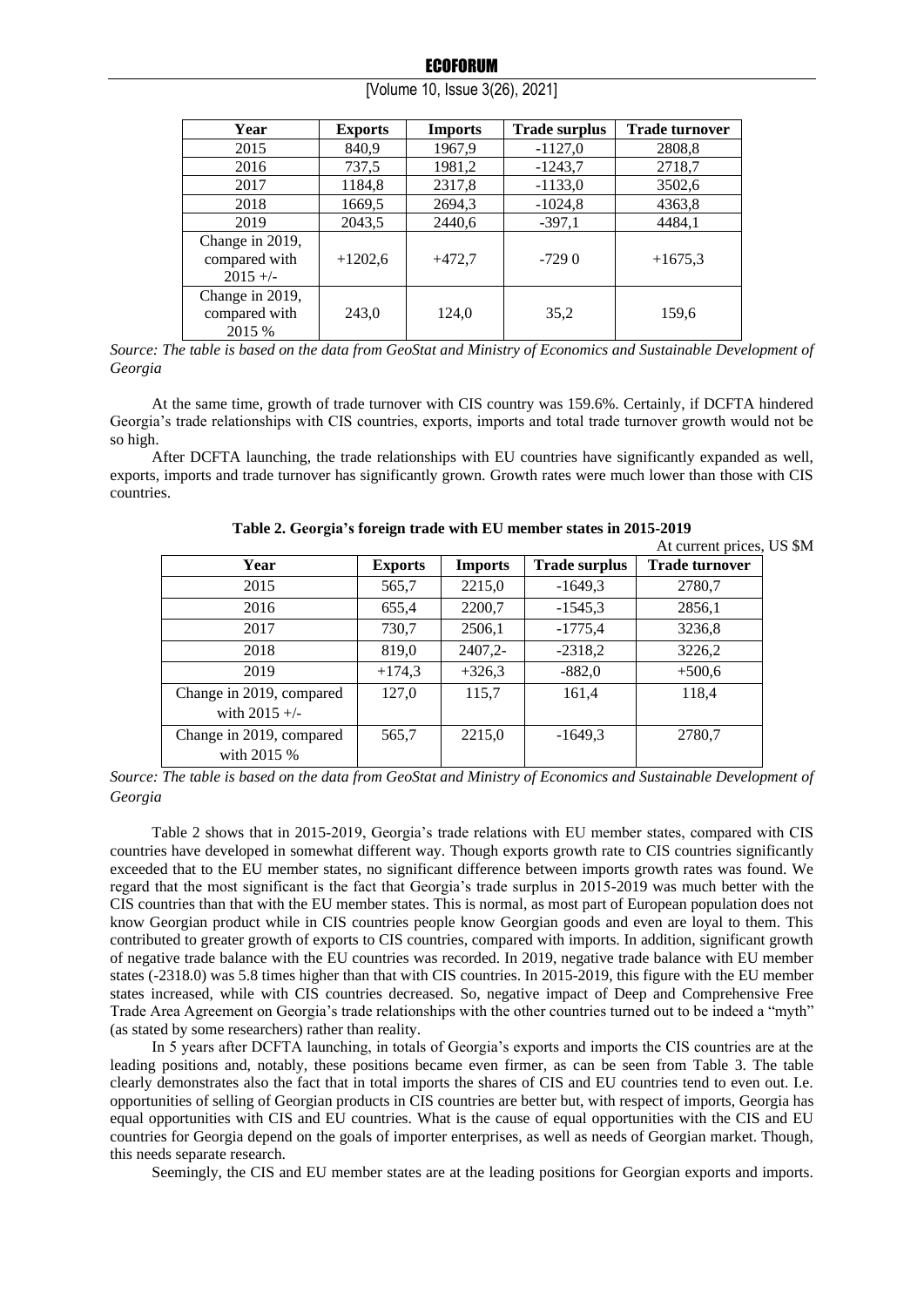| Year | Exports | Imports | Trade surplus | Trade turnover |
|---|---|---|---|---|
| 2015 | 840,9 | 1967,9 | -1127,0 | 2808,8 |
| 2016 | 737,5 | 1981,2 | -1243,7 | 2718,7 |
| 2017 | 1184,8 | 2317,8 | -1133,0 | 3502,6 |
| 2018 | 1669,5 | 2694,3 | -1024,8 | 4363,8 |
| 2019 | 2043,5 | 2440,6 | -397,1 | 4484,1 |
| Change in 2019, compared with 2015 +/- | +1202,6 | +472,7 | -729 0 | +1675,3 |
| Change in 2019, compared with 2015 % | 243,0 | 124,0 | 35,2 | 159,6 |

*Source: The table is based on the data from GeoStat and Ministry of Economics and Sustainable Development of Georgia*

At the same time, growth of trade turnover with CIS country was 159.6%. Certainly, if DCFTA hindered Georgia's trade relationships with CIS countries, exports, imports and total trade turnover growth would not be so high.

After DCFTA launching, the trade relationships with EU countries have significantly expanded as well, exports, imports and trade turnover has significantly grown. Growth rates were much lower than those with CIS countries.

**Table 2. Georgia's foreign trade with EU member states in 2015-2019**

At current prices, US $M

| Year | Exports | Imports | Trade surplus | Trade turnover |
|---|---|---|---|---|
| 2015 | 565,7 | 2215,0 | -1649,3 | 2780,7 |
| 2016 | 655,4 | 2200,7 | -1545,3 | 2856,1 |
| 2017 | 730,7 | 2506,1 | -1775,4 | 3236,8 |
| 2018 | 819,0 | 2407,2- | -2318,2 | 3226,2 |
| 2019 | +174,3 | +326,3 | -882,0 | +500,6 |
| Change in 2019, compared with 2015 +/- | 127,0 | 115,7 | 161,4 | 118,4 |
| Change in 2019, compared with 2015 % | 565,7 | 2215,0 | -1649,3 | 2780,7 |

*Source: The table is based on the data from GeoStat and Ministry of Economics and Sustainable Development of Georgia*

Table 2 shows that in 2015-2019, Georgia's trade relations with EU member states, compared with CIS countries have developed in somewhat different way. Though exports growth rate to CIS countries significantly exceeded that to the EU member states, no significant difference between imports growth rates was found. We regard that the most significant is the fact that Georgia's trade surplus in 2015-2019 was much better with the CIS countries than that with the EU member states. This is normal, as most part of European population does not know Georgian product while in CIS countries people know Georgian goods and even are loyal to them. This contributed to greater growth of exports to CIS countries, compared with imports. In addition, significant growth of negative trade balance with the EU countries was recorded. In 2019, negative trade balance with EU member states (-2318.0) was 5.8 times higher than that with CIS countries. In 2015-2019, this figure with the EU member states increased, while with CIS countries decreased. So, negative impact of Deep and Comprehensive Free Trade Area Agreement on Georgia's trade relationships with the other countries turned out to be indeed a "myth" (as stated by some researchers) rather than reality.

In 5 years after DCFTA launching, in totals of Georgia's exports and imports the CIS countries are at the leading positions and, notably, these positions became even firmer, as can be seen from Table 3. The table clearly demonstrates also the fact that in total imports the shares of CIS and EU countries tend to even out. I.e. opportunities of selling of Georgian products in CIS countries are better but, with respect of imports, Georgia has equal opportunities with CIS and EU countries. What is the cause of equal opportunities with the CIS and EU countries for Georgia depend on the goals of importer enterprises, as well as needs of Georgian market. Though, this needs separate research.

Seemingly, the CIS and EU member states are at the leading positions for Georgian exports and imports.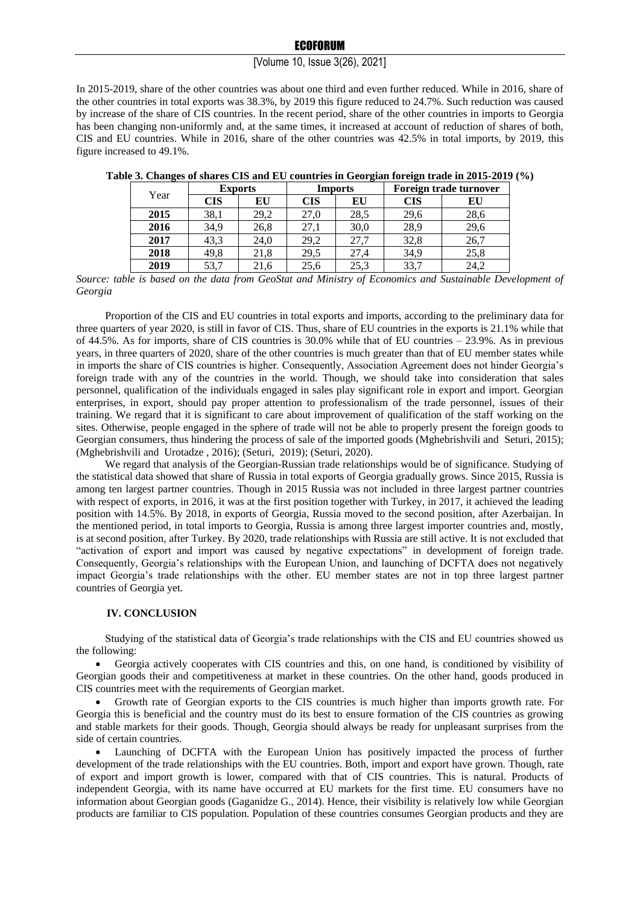In 2015-2019, share of the other countries was about one third and even further reduced. While in 2016, share of the other countries in total exports was 38.3%, by 2019 this figure reduced to 24.7%. Such reduction was caused by increase of the share of CIS countries. In the recent period, share of the other countries in imports to Georgia has been changing non-uniformly and, at the same times, it increased at account of reduction of shares of both, CIS and EU countries. While in 2016, share of the other countries was 42.5% in total imports, by 2019, this figure increased to 49.1%.

**Table 3. Changes of shares CIS and EU countries in Georgian foreign trade in 2015-2019 (%)**

| Year | Exports | | Imports | | Foreign trade turnover | |
|---|---|---|---|---|---|---|
| | **CIS** | **EU** | **CIS** | **EU** | **CIS** | **EU** |
| **2015** | 38,1 | 29,2 | 27,0 | 28,5 | 29,6 | 28,6 |
| **2016** | 34,9 | 26,8 | 27,1 | 30,0 | 28,9 | 29,6 |
| **2017** | 43,3 | 24,0 | 29,2 | 27,7 | 32,8 | 26,7 |
| **2018** | 49,8 | 21,8 | 29,5 | 27,4 | 34,9 | 25,8 |
| **2019** | 53,7 | 21,6 | 25,6 | 25,3 | 33,7 | 24,2 |

*Source: table is based on the data from GeoStat and Ministry of Economics and Sustainable Development of Georgia*

Proportion of the CIS and EU countries in total exports and imports, according to the preliminary data for three quarters of year 2020, is still in favor of CIS. Thus, share of EU countries in the exports is 21.1% while that of 44.5%. As for imports, share of CIS countries is 30.0% while that of EU countries – 23.9%. As in previous years, in three quarters of 2020, share of the other countries is much greater than that of EU member states while in imports the share of CIS countries is higher. Consequently, Association Agreement does not hinder Georgia's foreign trade with any of the countries in the world. Though, we should take into consideration that sales personnel, qualification of the individuals engaged in sales play significant role in export and import. Georgian enterprises, in export, should pay proper attention to professionalism of the trade personnel, issues of their training. We regard that it is significant to care about improvement of qualification of the staff working on the sites. Otherwise, people engaged in the sphere of trade will not be able to properly present the foreign goods to Georgian consumers, thus hindering the process of sale of the imported goods (Mghebrishvili and Seturi, 2015); (Mghebrishvili and Urotadze , 2016); (Seturi, 2019); (Seturi, 2020).

We regard that analysis of the Georgian-Russian trade relationships would be of significance. Studying of the statistical data showed that share of Russia in total exports of Georgia gradually grows. Since 2015, Russia is among ten largest partner countries. Though in 2015 Russia was not included in three largest partner countries with respect of exports, in 2016, it was at the first position together with Turkey, in 2017, it achieved the leading position with 14.5%. By 2018, in exports of Georgia, Russia moved to the second position, after Azerbaijan. In the mentioned period, in total imports to Georgia, Russia is among three largest importer countries and, mostly, is at second position, after Turkey. By 2020, trade relationships with Russia are still active. It is not excluded that "activation of export and import was caused by negative expectations" in development of foreign trade. Consequently, Georgia's relationships with the European Union, and launching of DCFTA does not negatively impact Georgia's trade relationships with the other. EU member states are not in top three largest partner countries of Georgia yet.

## IV. CONCLUSION

Studying of the statistical data of Georgia's trade relationships with the CIS and EU countries showed us the following:

- Georgia actively cooperates with CIS countries and this, on one hand, is conditioned by visibility of Georgian goods their and competitiveness at market in these countries. On the other hand, goods produced in CIS countries meet with the requirements of Georgian market.
- Growth rate of Georgian exports to the CIS countries is much higher than imports growth rate. For Georgia this is beneficial and the country must do its best to ensure formation of the CIS countries as growing and stable markets for their goods. Though, Georgia should always be ready for unpleasant surprises from the side of certain countries.
- Launching of DCFTA with the European Union has positively impacted the process of further development of the trade relationships with the EU countries. Both, import and export have grown. Though, rate of export and import growth is lower, compared with that of CIS countries. This is natural. Products of independent Georgia, with its name have occurred at EU markets for the first time. EU consumers have no information about Georgian goods (Gaganidze G., 2014). Hence, their visibility is relatively low while Georgian products are familiar to CIS population. Population of these countries consumes Georgian products and they are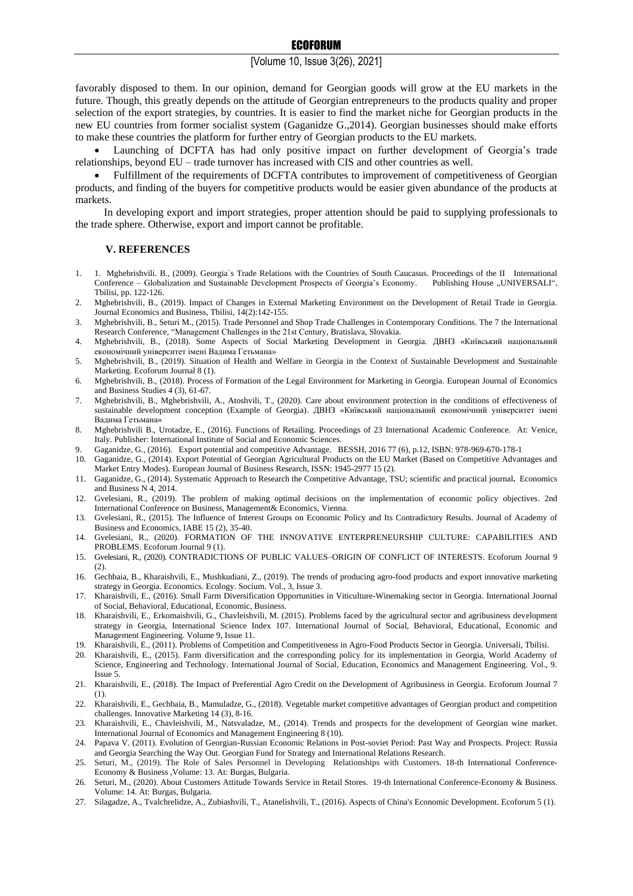favorably disposed to them. In our opinion, demand for Georgian goods will grow at the EU markets in the future. Though, this greatly depends on the attitude of Georgian entrepreneurs to the products quality and proper selection of the export strategies, by countries. It is easier to find the market niche for Georgian products in the new EU countries from former socialist system (Gaganidze G.,2014). Georgian businesses should make efforts to make these countries the platform for further entry of Georgian products to the EU markets.

- Launching of DCFTA has had only positive impact on further development of Georgia's trade relationships, beyond EU – trade turnover has increased with CIS and other countries as well.
- Fulfillment of the requirements of DCFTA contributes to improvement of competitiveness of Georgian products, and finding of the buyers for competitive products would be easier given abundance of the products at markets.

In developing export and import strategies, proper attention should be paid to supplying professionals to the trade sphere. Otherwise, export and import cannot be profitable.

## V. REFERENCES

1. 1. Mghebrishvili. B., (2009). Georgia`s Trade Relations with the Countries of South Caucasus. Proceedings of the II International Conference – Globalization and Sustainable Development Prospects of Georgia's Economy. Publishing House „UNIVERSALI", Tbilisi, pp. 122-126.
2. Mghebrishvili, B., (2019). Impact of Changes in External Marketing Environment on the Development of Retail Trade in Georgia. Journal Economics and Business, Tbilisi, 14(2):142-155.
3. Mghebrishvili, B., Seturi M., (2015). Trade Personnel and Shop Trade Challenges in Contemporary Conditions. The 7 the International Research Conference, "Management Challenges in the 21st Century, Bratislava, Slovakia.
4. Mghebrishvili, B., (2018). Some Aspects of Social Marketing Development in Georgia. ДВНЗ «Київський національний економічний університет імені Вадима Гетьмана»
5. Mghebrishvili, B., (2019). Situation of Health and Welfare in Georgia in the Context of Sustainable Development and Sustainable Marketing. Ecoforum Journal 8 (1).
6. Mghebrishvili, B., (2018). Process of Formation of the Legal Environment for Marketing in Georgia. European Journal of Economics and Business Studies 4 (3), 61-67.
7. Mghebrishvili, B., Mghebrishvili, A., Atoshvili, T., (2020). Care about environment protection in the conditions of effectiveness of sustainable development conception (Example of Georgia). ДВНЗ «Київський національний економічний університет імені Вадима Гетьмана»
8. Mghebrishvili B., Urotadze, E., (2016). Functions of Retailing. Proceedings of 23 International Academic Conference. At: Venice, Italy. Publisher: International Institute of Social and Economic Sciences.
9. Gaganidze, G., (2016). Export potential and competitive Advantage. BESSH, 2016 77 (6), p.12, ISBN: 978-969-670-178-1
10. Gaganidze, G., (2014). Export Potential of Georgian Agricultural Products on the EU Market (Based on Competitive Advantages and Market Entry Modes). European Journal of Business Research, ISSN: 1945-2977 15 (2).
11. Gaganidze, G., (2014). Systematic Approach to Research the Competitive Advantage, TSU; scientific and practical journal. Economics and Business N 4, 2014.
12. Gvelesiani, R., (2019). The problem of making optimal decisions on the implementation of economic policy objectives. 2nd International Conference on Business, Management& Economics, Vienna.
13. Gvelesiani, R., (2015). The Influence of Interest Groups on Economic Policy and Its Contradictory Results. Journal of Academy of Business and Economics, IABE 15 (2), 35-40.
14. Gvelesiani, R., (2020). FORMATION OF THE INNOVATIVE ENTERPRENEURSHIP CULTURE: CAPABILITIES AND PROBLEMS. Ecoforum Journal 9 (1).
15. Gvelesiani, R., (2020). CONTRADICTIONS OF PUBLIC VALUES–ORIGIN OF CONFLICT OF INTERESTS. Ecoforum Journal 9 (2).
16. Gechbaia, B., Kharaishvili, E., Mushkudiani, Z., (2019). The trends of producing agro-food products and export innovative marketing strategy in Georgia. Economics. Ecology. Socium. Vol., 3, Issue 3.
17. Kharaishvili, E., (2016). Small Farm Diversification Opportunities in Viticulture-Winemaking sector in Georgia. International Journal of Social, Behavioral, Educational, Economic, Business.
18. Kharaishvili, E., Erkomaishvili, G., Chavleishvili, M. (2015). Problems faced by the agricultural sector and agribusiness development strategy in Georgia, International Science Index 107. International Journal of Social, Behavioral, Educational, Economic and Management Engineering. Volume 9, Issue 11.
19. Kharaishvili, E., (2011). Problems of Competition and Competitiveness in Agro-Food Products Sector in Georgia. Universali, Tbilisi.
20. Kharaishvili, E., (2015). Farm diversification and the corresponding policy for its implementation in Georgia, World Academy of Science, Engineering and Technology. International Journal of Social, Education, Economics and Management Engineering. Vol., 9. Issue 5.
21. Kharaishvili, E., (2018). The Impact of Preferential Agro Credit on the Development of Agribusiness in Georgia. Ecoforum Journal 7 (1).
22. Kharaishvili, E., Gechbaia, B., Mamuladze, G., (2018). Vegetable market competitive advantages of Georgian product and competition challenges. Innovative Marketing 14 (3), 8-16.
23. Kharaishvili, E., Chavleishvili, M., Natsvaladze, M., (2014). Trends and prospects for the development of Georgian wine market. International Journal of Economics and Management Engineering 8 (10).
24. Papava V. (2011). Evolution of Georgian-Russian Economic Relations in Post-soviet Period: Past Way and Prospects. Project: Russia and Georgia Searching the Way Out. Georgian Fund for Strategy and International Relations Research.
25. Seturi, M., (2019). The Role of Sales Personnel in Developing Relationships with Customers. 18-th International Conference-Economy & Business ,Volume: 13. At: Burgas, Bulgaria.
26. Seturi, M., (2020). About Customers Attitude Towards Service in Retail Stores. 19-th International Conference-Economy & Business. Volume: 14. At: Burgas, Bulgaria.
27. Silagadze, A., Tvalchrelidze, A., Zubiashvili, T., Atanelishvili, T., (2016). Aspects of China's Economic Development. Ecoforum 5 (1).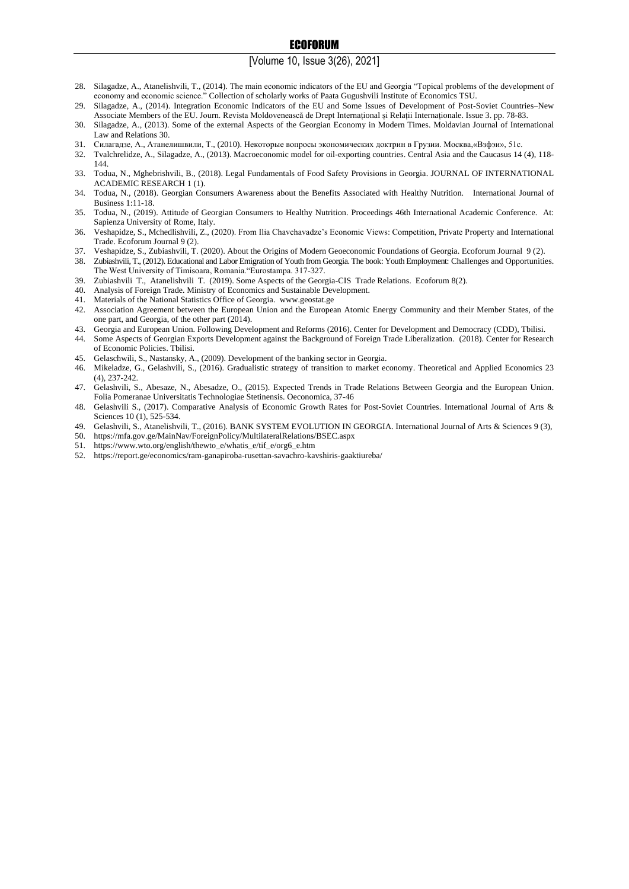28. Silagadze, A., Atanelishvili, T., (2014). The main economic indicators of the EU and Georgia "Topical problems of the development of economy and economic science." Collection of scholarly works of Paata Gugushvili Institute of Economics TSU.
29. Silagadze, A., (2014). Integration Economic Indicators of the EU and Some Issues of Development of Post-Soviet Countries–New Associate Members of the EU. Journ. Revista Moldovenească de Drept Internațional și Relații Internaționale. Issue 3. pp. 78-83.
30. Silagadze, A., (2013). Some of the external Aspects of the Georgian Economy in Modern Times. Moldavian Journal of International Law and Relations 30.
31. Силагадзе, А., Атанелишвили, Т., (2010). Некоторые вопросы экономических доктрин в Грузии. Москва,«Взфэи», 51с.
32. Tvalchrelidze, A., Silagadze, A., (2013). Macroeconomic model for oil-exporting countries. Central Asia and the Caucasus 14 (4), 118-144.
33. Todua, N., Mghebrishvili, B., (2018). Legal Fundamentals of Food Safety Provisions in Georgia. JOURNAL OF INTERNATIONAL ACADEMIC RESEARCH 1 (1).
34. Todua, N., (2018). Georgian Consumers Awareness about the Benefits Associated with Healthy Nutrition. International Journal of Business 1:11-18.
35. Todua, N., (2019). Attitude of Georgian Consumers to Healthy Nutrition. Proceedings 46th International Academic Conference. At: Sapienza University of Rome, Italy.
36. Veshapidze, S., Mchedlishvili, Z., (2020). From Ilia Chavchavadze's Economic Views: Competition, Private Property and International Trade. Ecoforum Journal 9 (2).
37. Veshapidze, S., Zubiashvili, T. (2020). About the Origins of Modern Geoeconomic Foundations of Georgia. Ecoforum Journal 9 (2).
38. Zubiashvili, T., (2012). Educational and Labor Emigration of Youth from Georgia. The book: Youth Employment: Challenges and Opportunities. The West University of Timisoara, Romania."Eurostampa. 317-327.
39. Zubiashvili T., Atanelishvili T. (2019). Some Aspects of the Georgia-CIS Trade Relations. Ecoforum 8(2).
40. Analysis of Foreign Trade. Ministry of Economics and Sustainable Development.
41. Materials of the National Statistics Office of Georgia. www.geostat.ge
42. Association Agreement between the European Union and the European Atomic Energy Community and their Member States, of the one part, and Georgia, of the other part (2014).
43. Georgia and European Union. Following Development and Reforms (2016). Center for Development and Democracy (CDD), Tbilisi.
44. Some Aspects of Georgian Exports Development against the Background of Foreign Trade Liberalization. (2018). Center for Research of Economic Policies. Tbilisi.
45. Gelaschwili, S., Nastansky, A., (2009). Development of the banking sector in Georgia.
46. Mikeladze, G., Gelashvili, S., (2016). Gradualistic strategy of transition to market economy. Theoretical and Applied Economics 23 (4), 237-242.
47. Gelashvili, S., Abesaze, N., Abesadze, O., (2015). Expected Trends in Trade Relations Between Georgia and the European Union. Folia Pomeranae Universitatis Technologiae Stetinensis. Oeconomica, 37-46
48. Gelashvili S., (2017). Comparative Analysis of Economic Growth Rates for Post-Soviet Countries. International Journal of Arts & Sciences 10 (1), 525-534.
49. Gelashvili, S., Atanelishvili, T., (2016). BANK SYSTEM EVOLUTION IN GEORGIA. International Journal of Arts & Sciences 9 (3),
50. https://mfa.gov.ge/MainNav/ForeignPolicy/MultilateralRelations/BSEC.aspx
51. https://www.wto.org/english/thewto_e/whatis_e/tif_e/org6_e.htm
52. https://report.ge/economics/ram-ganapiroba-rusettan-savachro-kavshiris-gaaktiureba/